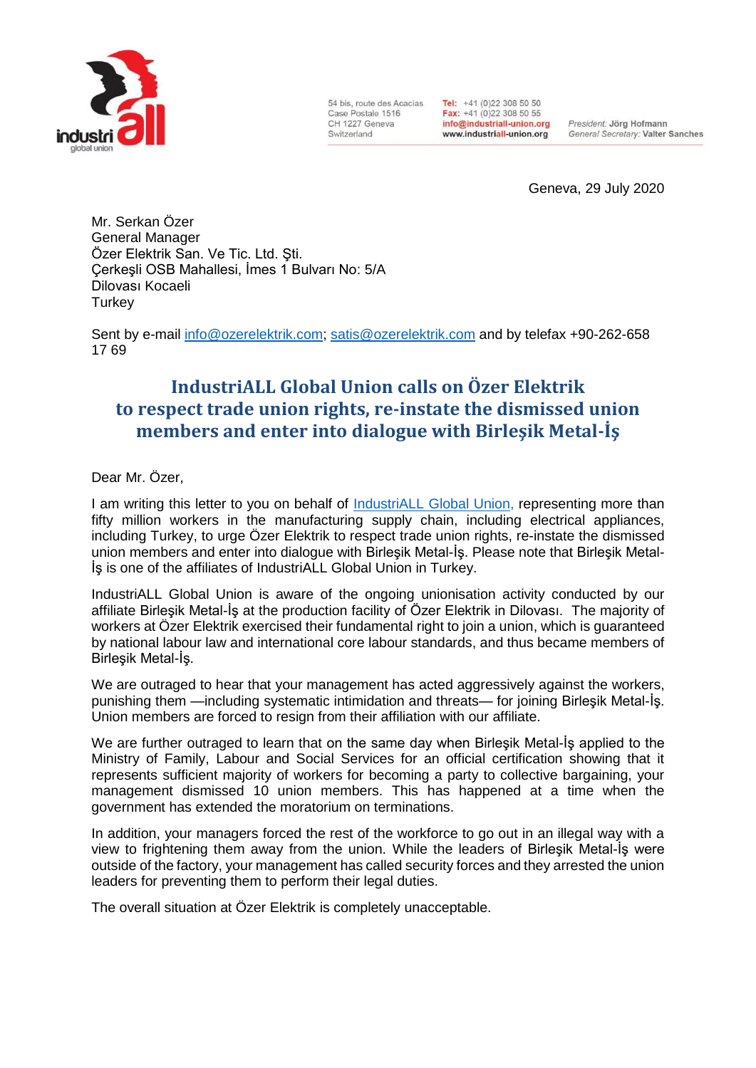54 bis, route des Acacias
Case Postale 1516
CH 1227 Geneva
Switzerland

**Tel:** +41 (0)22 308 50 50
**Fax:** +41 (0)22 308 50 55
**info@industriall-union.org**
**www.industriall-union.org**

*President:* Jörg Hofmann
*General Secretary:* Valter Sanches

Geneva, 29 July 2020

Mr. Serkan Özer
General Manager
Özer Elektrik San. Ve Tic. Ltd. Şti.
Çerkeşli OSB Mahallesi, İmes 1 Bulvarı No: 5/A
Dilovası Kocaeli
Turkey

Sent by e-mail info@ozerelektrik.com; satis@ozerelektrik.com and by telefax +90-262-658 17 69

## IndustriALL Global Union calls on Özer Elektrik to respect trade union rights, re-instate the dismissed union members and enter into dialogue with Birleşik Metal-İş

Dear Mr. Özer,

I am writing this letter to you on behalf of IndustriALL Global Union, representing more than fifty million workers in the manufacturing supply chain, including electrical appliances, including Turkey, to urge Özer Elektrik to respect trade union rights, re-instate the dismissed union members and enter into dialogue with Birleşik Metal-İş. Please note that Birleşik Metal-İş is one of the affiliates of IndustriALL Global Union in Turkey.

IndustriALL Global Union is aware of the ongoing unionisation activity conducted by our affiliate Birleşik Metal-İş at the production facility of Özer Elektrik in Dilovası. The majority of workers at Özer Elektrik exercised their fundamental right to join a union, which is guaranteed by national labour law and international core labour standards, and thus became members of Birleşik Metal-İş.

We are outraged to hear that your management has acted aggressively against the workers, punishing them —including systematic intimidation and threats— for joining Birleşik Metal-İş. Union members are forced to resign from their affiliation with our affiliate.

We are further outraged to learn that on the same day when Birleşik Metal-İş applied to the Ministry of Family, Labour and Social Services for an official certification showing that it represents sufficient majority of workers for becoming a party to collective bargaining, your management dismissed 10 union members. This has happened at a time when the government has extended the moratorium on terminations.

In addition, your managers forced the rest of the workforce to go out in an illegal way with a view to frightening them away from the union. While the leaders of Birleşik Metal-İş were outside of the factory, your management has called security forces and they arrested the union leaders for preventing them to perform their legal duties.

The overall situation at Özer Elektrik is completely unacceptable.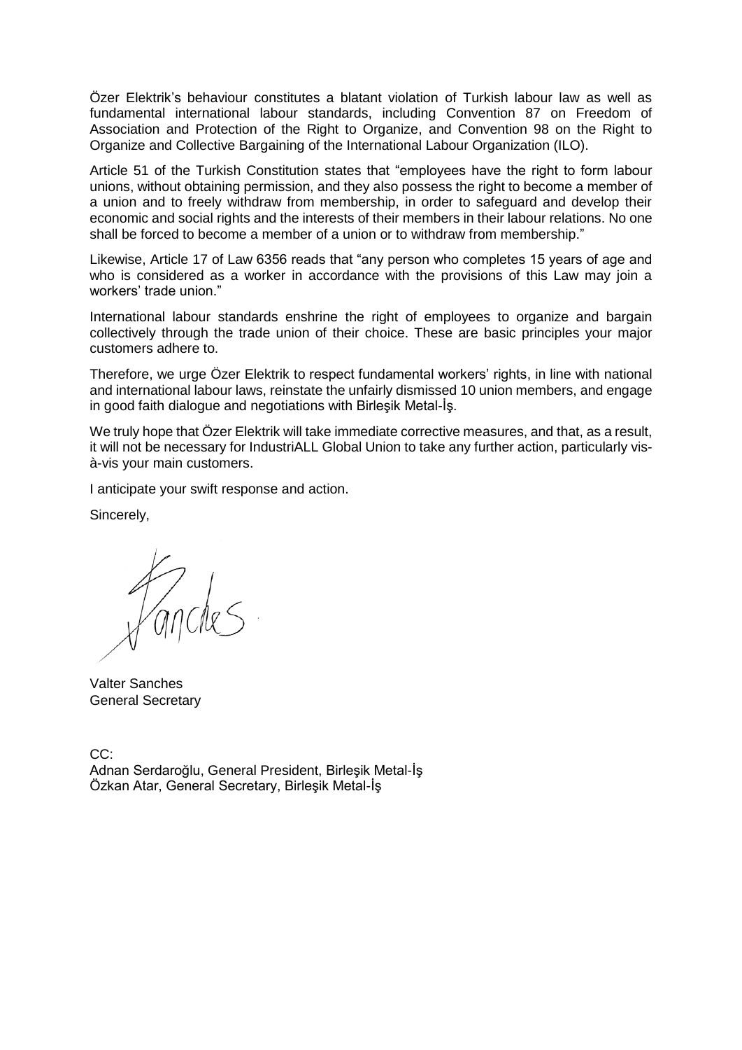Özer Elektrik's behaviour constitutes a blatant violation of Turkish labour law as well as fundamental international labour standards, including Convention 87 on Freedom of Association and Protection of the Right to Organize, and Convention 98 on the Right to Organize and Collective Bargaining of the International Labour Organization (ILO).

Article 51 of the Turkish Constitution states that "employees have the right to form labour unions, without obtaining permission, and they also possess the right to become a member of a union and to freely withdraw from membership, in order to safeguard and develop their economic and social rights and the interests of their members in their labour relations. No one shall be forced to become a member of a union or to withdraw from membership."

Likewise, Article 17 of Law 6356 reads that "any person who completes 15 years of age and who is considered as a worker in accordance with the provisions of this Law may join a workers' trade union."

International labour standards enshrine the right of employees to organize and bargain collectively through the trade union of their choice. These are basic principles your major customers adhere to.

Therefore, we urge Özer Elektrik to respect fundamental workers' rights, in line with national and international labour laws, reinstate the unfairly dismissed 10 union members, and engage in good faith dialogue and negotiations with Birleşik Metal-İş.

We truly hope that Özer Elektrik will take immediate corrective measures, and that, as a result, it will not be necessary for IndustriALL Global Union to take any further action, particularly vis-à-vis your main customers.

I anticipate your swift response and action.

Sincerely,

Valter Sanches
General Secretary

CC:
Adnan Serdaroğlu, General President, Birleşik Metal-İş
Özkan Atar, General Secretary, Birleşik Metal-İş